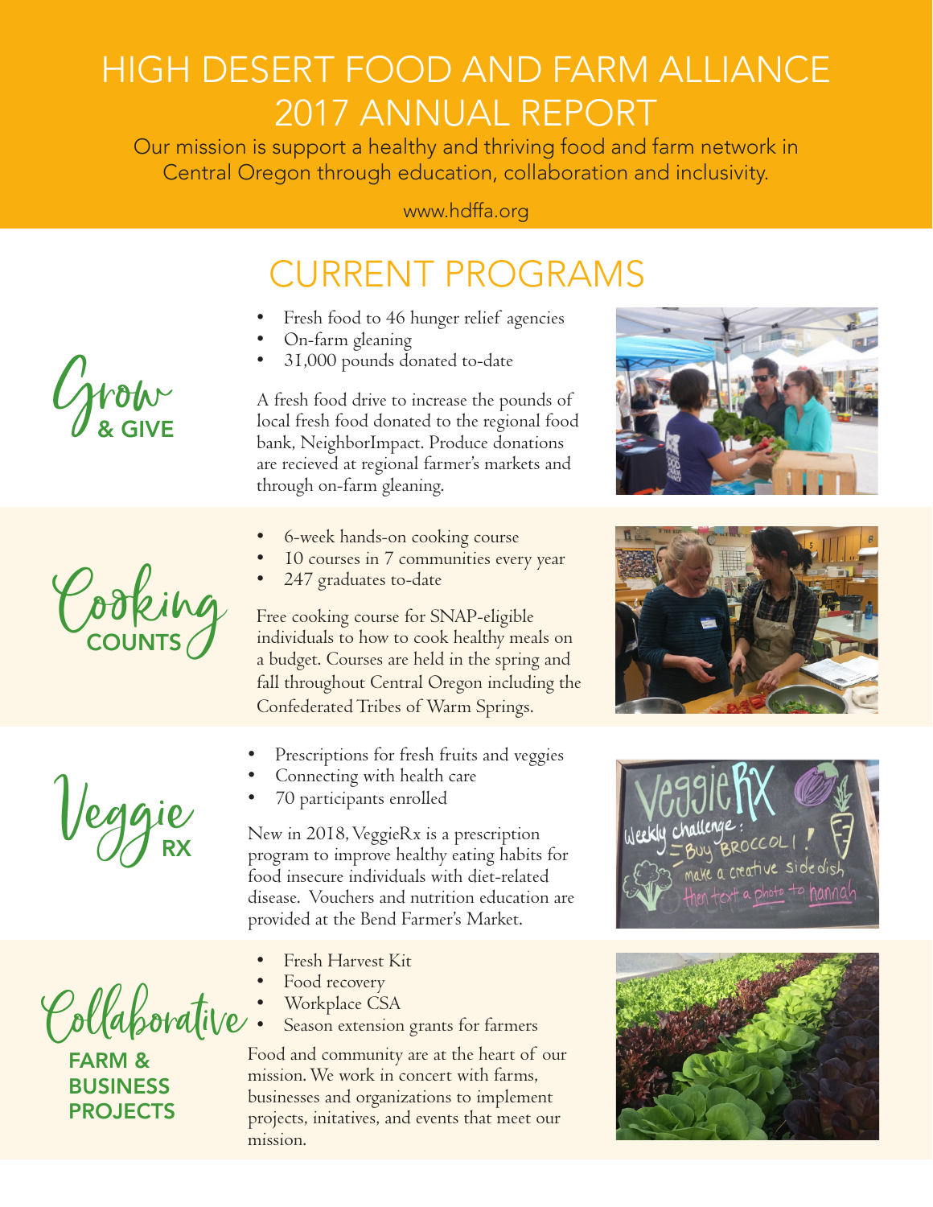# HIGH DESERT FOOD AND FARM ALLIANCE 2017 ANNUAL REPORT

Our mission is support a healthy and thriving food and farm network in Central Oregon through education, collaboration and inclusivity.

www.hdffa.org

## CURRENT PROGRAMS

### Grow & GIVE

- Fresh food to 46 hunger relief agencies
- On-farm gleaning
- 31,000 pounds donated to-date

A fresh food drive to increase the pounds of local fresh food donated to the regional food bank, NeighborImpact. Produce donations are recieved at regional farmer's markets and through on-farm gleaning.

### Cooking COUNTS

- 6-week hands-on cooking course
- 10 courses in 7 communities every year
- 247 graduates to-date

Free cooking course for SNAP-eligible individuals to how to cook healthy meals on a budget. Courses are held in the spring and fall throughout Central Oregon including the Confederated Tribes of Warm Springs.

### Veggie RX

- Prescriptions for fresh fruits and veggies
- Connecting with health care
- 70 participants enrolled

New in 2018, VeggieRx is a prescription program to improve healthy eating habits for food insecure individuals with diet-related disease. Vouchers and nutrition education are provided at the Bend Farmer's Market.

### Collaborative FARM & BUSINESS PROJECTS

- Fresh Harvest Kit
- Food recovery
- Workplace CSA
- Season extension grants for farmers

Food and community are at the heart of our mission. We work in concert with farms, businesses and organizations to implement projects, initatives, and events that meet our mission.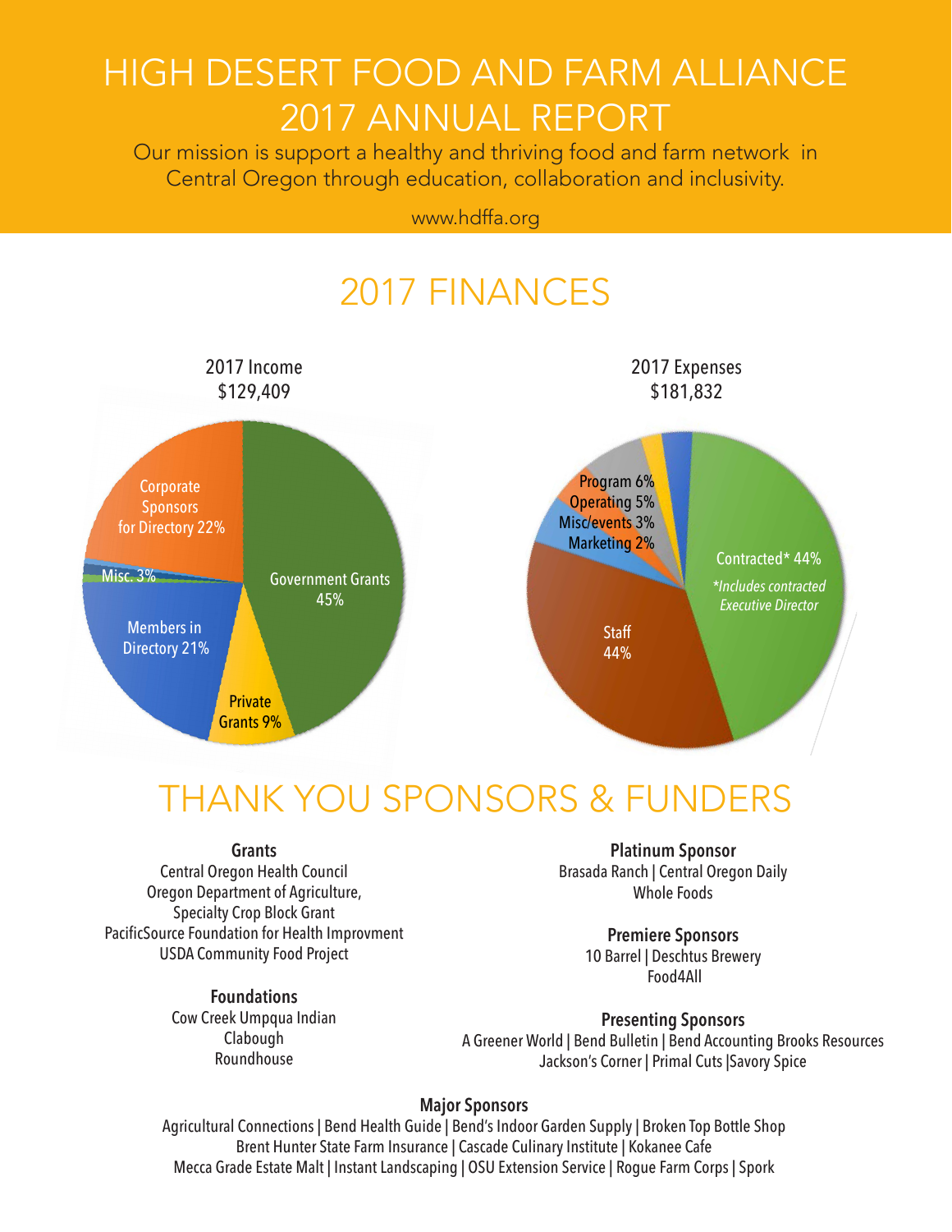# HIGH DESERT FOOD AND FARM ALLIANCE 2017 ANNUAL REPORT

Our mission is support a healthy and thriving food and farm network in Central Oregon through education, collaboration and inclusivity.

www.hdffa.org

## 2017 FINANCES

2017 Income
$129,409

Corporate Sponsors for Directory 22%
Misc. 3%
Members in Directory 21%
Private Grants 9%
Government Grants 45%

2017 Expenses
$181,832

Program 6%
Operating 5%
Misc/events 3%
Marketing 2%
Contracted* 44%
*Includes contracted Executive Director*
Staff 44%

## THANK YOU SPONSORS & FUNDERS

**Grants**
Central Oregon Health Council
Oregon Department of Agriculture, Specialty Crop Block Grant
PacificSource Foundation for Health Improvment
USDA Community Food Project

**Foundations**
Cow Creek Umpqua Indian
Clabough
Roundhouse

**Platinum Sponsor**
Brasada Ranch | Central Oregon Daily
Whole Foods

**Premiere Sponsors**
10 Barrel | Deschtus Brewery
Food4All

**Presenting Sponsors**
A Greener World | Bend Bulletin | Bend Accounting Brooks Resources
Jackson's Corner | Primal Cuts |Savory Spice

**Major Sponsors**
Agricultural Connections | Bend Health Guide | Bend's Indoor Garden Supply | Broken Top Bottle Shop
Brent Hunter State Farm Insurance | Cascade Culinary Institute | Kokanee Cafe
Mecca Grade Estate Malt | Instant Landscaping | OSU Extension Service | Rogue Farm Corps | Spork